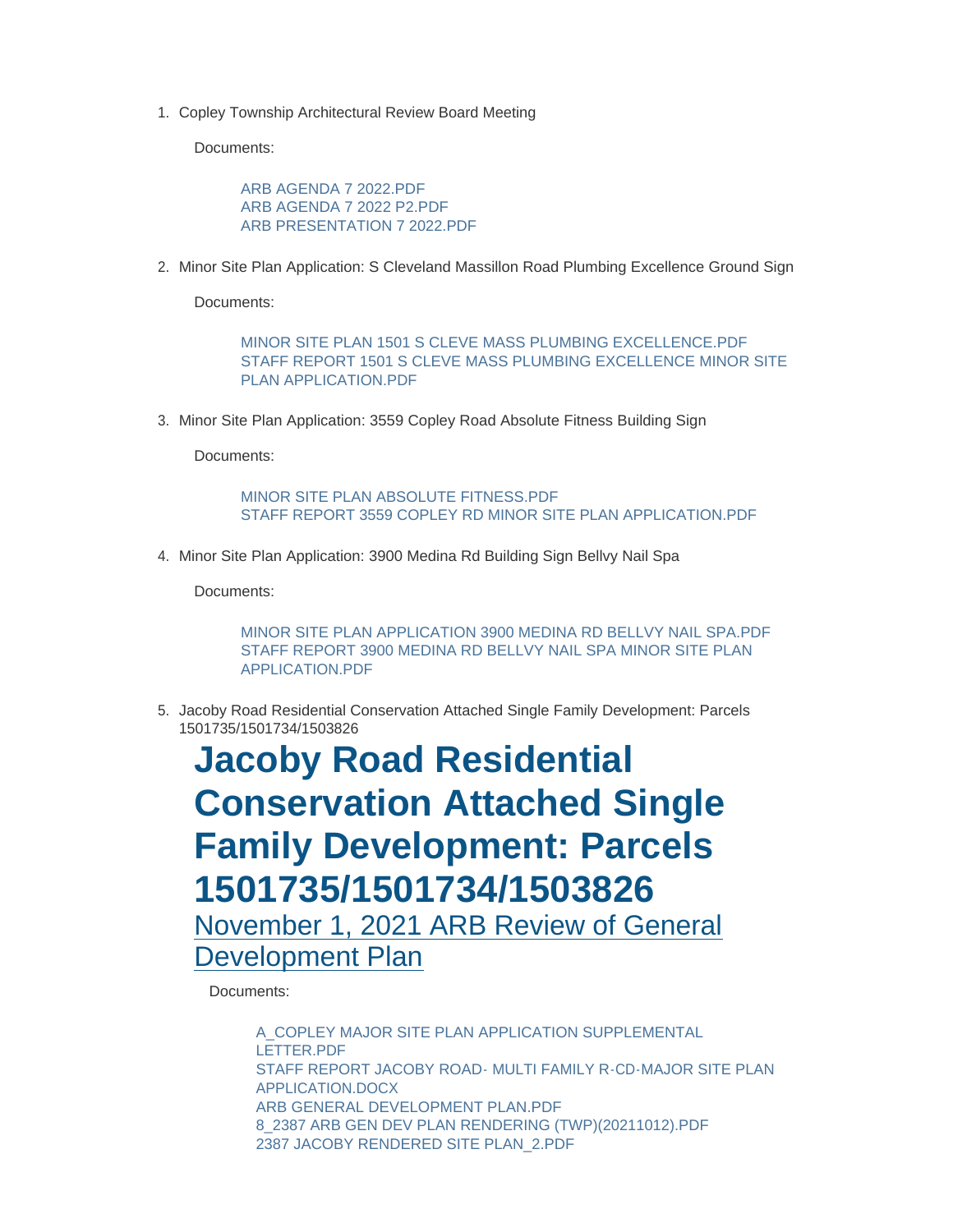1. Copley Township Architectural Review Board Meeting

   Documents:

   ARB AGENDA 7 2022.PDF
   ARB AGENDA 7 2022 P2.PDF
   ARB PRESENTATION 7 2022.PDF

2. Minor Site Plan Application: S Cleveland Massillon Road Plumbing Excellence Ground Sign

   Documents:

   MINOR SITE PLAN 1501 S CLEVE MASS PLUMBING EXCELLENCE.PDF
   STAFF REPORT 1501 S CLEVE MASS PLUMBING EXCELLENCE MINOR SITE PLAN APPLICATION.PDF

3. Minor Site Plan Application: 3559 Copley Road Absolute Fitness Building Sign

   Documents:

   MINOR SITE PLAN ABSOLUTE FITNESS.PDF
   STAFF REPORT 3559 COPLEY RD MINOR SITE PLAN APPLICATION.PDF

4. Minor Site Plan Application: 3900 Medina Rd Building Sign Bellvy Nail Spa

   Documents:

   MINOR SITE PLAN APPLICATION 3900 MEDINA RD BELLVY NAIL SPA.PDF
   STAFF REPORT 3900 MEDINA RD BELLVY NAIL SPA MINOR SITE PLAN APPLICATION.PDF

5. Jacoby Road Residential Conservation Attached Single Family Development: Parcels 1501735/1501734/1503826

# Jacoby Road Residential Conservation Attached Single Family Development: Parcels 1501735/1501734/1503826

## November 1, 2021 ARB Review of General Development Plan

Documents:

A_COPLEY MAJOR SITE PLAN APPLICATION SUPPLEMENTAL LETTER.PDF
STAFF REPORT JACOBY ROAD- MULTI FAMILY R-CD-MAJOR SITE PLAN APPLICATION.DOCX
ARB GENERAL DEVELOPMENT PLAN.PDF
8_2387 ARB GEN DEV PLAN RENDERING (TWP)(20211012).PDF
2387 JACOBY RENDERED SITE PLAN_2.PDF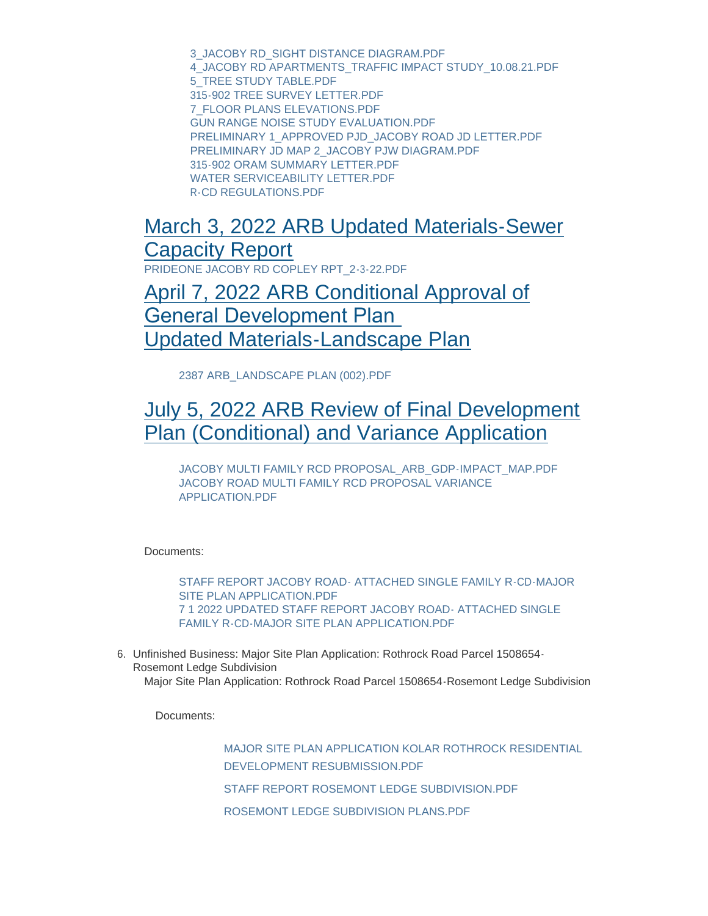3_JACOBY RD_SIGHT DISTANCE DIAGRAM.PDF
4_JACOBY RD APARTMENTS_TRAFFIC IMPACT STUDY_10.08.21.PDF
5_TREE STUDY TABLE.PDF
315-902 TREE SURVEY LETTER.PDF
7_FLOOR PLANS ELEVATIONS.PDF
GUN RANGE NOISE STUDY EVALUATION.PDF
PRELIMINARY 1_APPROVED PJD_JACOBY ROAD JD LETTER.PDF
PRELIMINARY JD MAP 2_JACOBY PJW DIAGRAM.PDF
315-902 ORAM SUMMARY LETTER.PDF
WATER SERVICEABILITY LETTER.PDF
R-CD REGULATIONS.PDF

## March 3, 2022 ARB Updated Materials-Sewer Capacity Report

PRIDEONE JACOBY RD COPLEY RPT_2-3-22.PDF

## April 7, 2022 ARB Conditional Approval of General Development Plan Updated Materials-Landscape Plan

2387 ARB_LANDSCAPE PLAN (002).PDF

## July 5, 2022 ARB Review of Final Development Plan (Conditional) and Variance Application

JACOBY MULTI FAMILY RCD PROPOSAL_ARB_GDP-IMPACT_MAP.PDF
JACOBY ROAD MULTI FAMILY RCD PROPOSAL VARIANCE APPLICATION.PDF

Documents:

STAFF REPORT JACOBY ROAD- ATTACHED SINGLE FAMILY R-CD-MAJOR SITE PLAN APPLICATION.PDF
7 1 2022 UPDATED STAFF REPORT JACOBY ROAD- ATTACHED SINGLE FAMILY R-CD-MAJOR SITE PLAN APPLICATION.PDF

6. Unfinished Business: Major Site Plan Application: Rothrock Road Parcel 1508654-Rosemont Ledge Subdivision

   Major Site Plan Application: Rothrock Road Parcel 1508654-Rosemont Ledge Subdivision

   Documents:

   MAJOR SITE PLAN APPLICATION KOLAR ROTHROCK RESIDENTIAL DEVELOPMENT RESUBMISSION.PDF
   STAFF REPORT ROSEMONT LEDGE SUBDIVISION.PDF
   ROSEMONT LEDGE SUBDIVISION PLANS.PDF